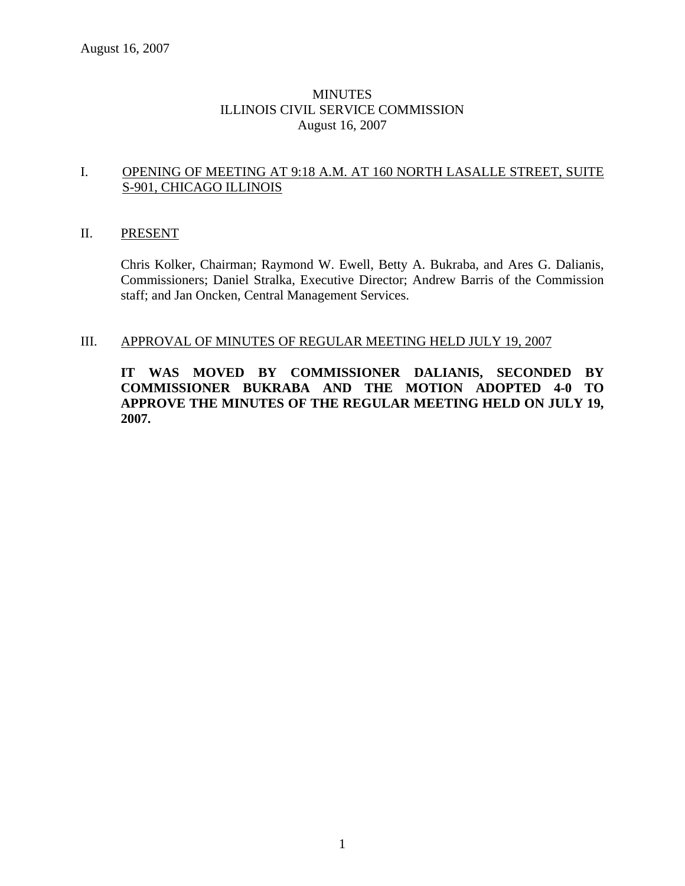August 16, 2007

# MINUTES
# ILLINOIS CIVIL SERVICE COMMISSION
# August 16, 2007

## I. OPENING OF MEETING AT 9:18 A.M. AT 160 NORTH LASALLE STREET, SUITE S-901, CHICAGO ILLINOIS

## II. PRESENT

Chris Kolker, Chairman; Raymond W. Ewell, Betty A. Bukraba, and Ares G. Dalianis, Commissioners; Daniel Stralka, Executive Director; Andrew Barris of the Commission staff; and Jan Oncken, Central Management Services.

## III. APPROVAL OF MINUTES OF REGULAR MEETING HELD JULY 19, 2007

**IT WAS MOVED BY COMMISSIONER DALIANIS, SECONDED BY COMMISSIONER BUKRABA AND THE MOTION ADOPTED 4-0 TO APPROVE THE MINUTES OF THE REGULAR MEETING HELD ON JULY 19, 2007.**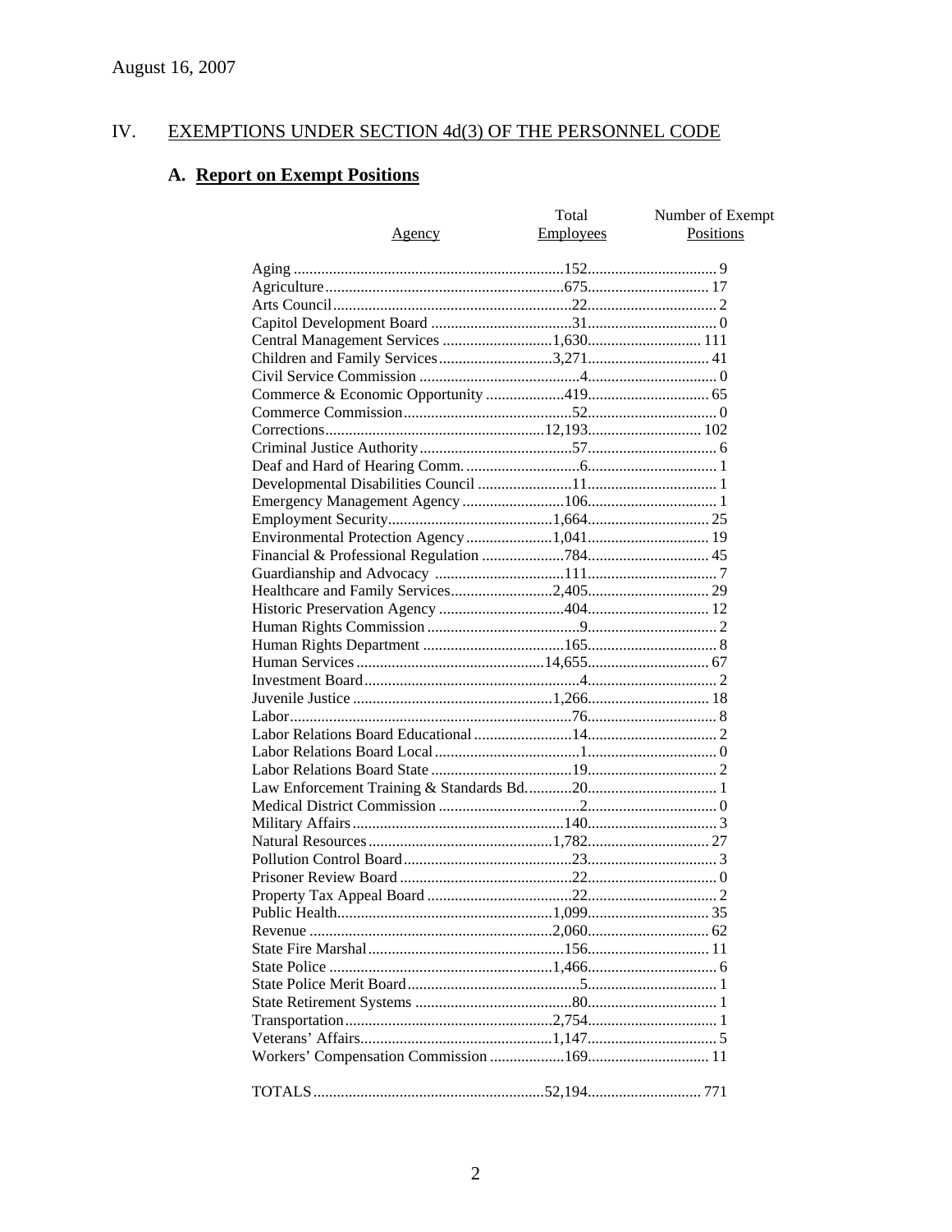August 16, 2007

## IV. EXEMPTIONS UNDER SECTION 4d(3) OF THE PERSONNEL CODE

### A. Report on Exempt Positions

| Agency | Total Employees | Number of Exempt Positions |
|---|---|---|
| Aging | 152 | 9 |
| Agriculture | 675 | 17 |
| Arts Council | 22 | 2 |
| Capitol Development Board | 31 | 0 |
| Central Management Services | 1,630 | 111 |
| Children and Family Services | 3,271 | 41 |
| Civil Service Commission | 4 | 0 |
| Commerce & Economic Opportunity | 419 | 65 |
| Commerce Commission | 52 | 0 |
| Corrections | 12,193 | 102 |
| Criminal Justice Authority | 57 | 6 |
| Deaf and Hard of Hearing Comm. | 6 | 1 |
| Developmental Disabilities Council | 11 | 1 |
| Emergency Management Agency | 106 | 1 |
| Employment Security | 1,664 | 25 |
| Environmental Protection Agency | 1,041 | 19 |
| Financial & Professional Regulation | 784 | 45 |
| Guardianship and Advocacy | 111 | 7 |
| Healthcare and Family Services | 2,405 | 29 |
| Historic Preservation Agency | 404 | 12 |
| Human Rights Commission | 9 | 2 |
| Human Rights Department | 165 | 8 |
| Human Services | 14,655 | 67 |
| Investment Board | 4 | 2 |
| Juvenile Justice | 1,266 | 18 |
| Labor | 76 | 8 |
| Labor Relations Board Educational | 14 | 2 |
| Labor Relations Board Local | 1 | 0 |
| Labor Relations Board State | 19 | 2 |
| Law Enforcement Training & Standards Bd. | 20 | 1 |
| Medical District Commission | 2 | 0 |
| Military Affairs | 140 | 3 |
| Natural Resources | 1,782 | 27 |
| Pollution Control Board | 23 | 3 |
| Prisoner Review Board | 22 | 0 |
| Property Tax Appeal Board | 22 | 2 |
| Public Health | 1,099 | 35 |
| Revenue | 2,060 | 62 |
| State Fire Marshal | 156 | 11 |
| State Police | 1,466 | 6 |
| State Police Merit Board | 5 | 1 |
| State Retirement Systems | 80 | 1 |
| Transportation | 2,754 | 1 |
| Veterans' Affairs | 1,147 | 5 |
| Workers' Compensation Commission | 169 | 11 |
| TOTALS | 52,194 | 771 |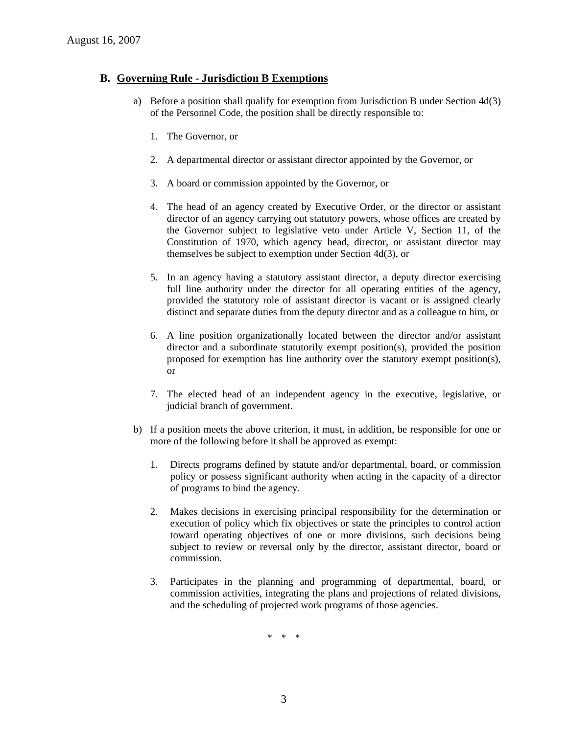### B. Governing Rule - Jurisdiction B Exemptions

a) Before a position shall qualify for exemption from Jurisdiction B under Section 4d(3) of the Personnel Code, the position shall be directly responsible to:

1. The Governor, or

2. A departmental director or assistant director appointed by the Governor, or

3. A board or commission appointed by the Governor, or

4. The head of an agency created by Executive Order, or the director or assistant director of an agency carrying out statutory powers, whose offices are created by the Governor subject to legislative veto under Article V, Section 11, of the Constitution of 1970, which agency head, director, or assistant director may themselves be subject to exemption under Section 4d(3), or

5. In an agency having a statutory assistant director, a deputy director exercising full line authority under the director for all operating entities of the agency, provided the statutory role of assistant director is vacant or is assigned clearly distinct and separate duties from the deputy director and as a colleague to him, or

6. A line position organizationally located between the director and/or assistant director and a subordinate statutorily exempt position(s), provided the position proposed for exemption has line authority over the statutory exempt position(s), or

7. The elected head of an independent agency in the executive, legislative, or judicial branch of government.

b) If a position meets the above criterion, it must, in addition, be responsible for one or more of the following before it shall be approved as exempt:

1. Directs programs defined by statute and/or departmental, board, or commission policy or possess significant authority when acting in the capacity of a director of programs to bind the agency.

2. Makes decisions in exercising principal responsibility for the determination or execution of policy which fix objectives or state the principles to control action toward operating objectives of one or more divisions, such decisions being subject to review or reversal only by the director, assistant director, board or commission.

3. Participates in the planning and programming of departmental, board, or commission activities, integrating the plans and projections of related divisions, and the scheduling of projected work programs of those agencies.

\* \* \*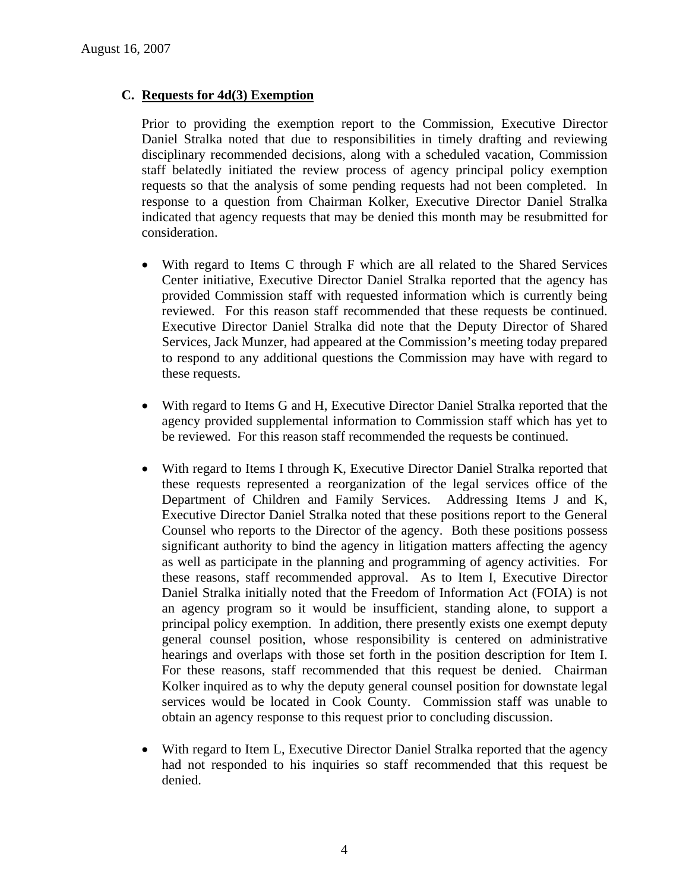August 16, 2007

### C. Requests for 4d(3) Exemption

Prior to providing the exemption report to the Commission, Executive Director Daniel Stralka noted that due to responsibilities in timely drafting and reviewing disciplinary recommended decisions, along with a scheduled vacation, Commission staff belatedly initiated the review process of agency principal policy exemption requests so that the analysis of some pending requests had not been completed. In response to a question from Chairman Kolker, Executive Director Daniel Stralka indicated that agency requests that may be denied this month may be resubmitted for consideration.

- With regard to Items C through F which are all related to the Shared Services Center initiative, Executive Director Daniel Stralka reported that the agency has provided Commission staff with requested information which is currently being reviewed. For this reason staff recommended that these requests be continued. Executive Director Daniel Stralka did note that the Deputy Director of Shared Services, Jack Munzer, had appeared at the Commission's meeting today prepared to respond to any additional questions the Commission may have with regard to these requests.

- With regard to Items G and H, Executive Director Daniel Stralka reported that the agency provided supplemental information to Commission staff which has yet to be reviewed. For this reason staff recommended the requests be continued.

- With regard to Items I through K, Executive Director Daniel Stralka reported that these requests represented a reorganization of the legal services office of the Department of Children and Family Services. Addressing Items J and K, Executive Director Daniel Stralka noted that these positions report to the General Counsel who reports to the Director of the agency. Both these positions possess significant authority to bind the agency in litigation matters affecting the agency as well as participate in the planning and programming of agency activities. For these reasons, staff recommended approval. As to Item I, Executive Director Daniel Stralka initially noted that the Freedom of Information Act (FOIA) is not an agency program so it would be insufficient, standing alone, to support a principal policy exemption. In addition, there presently exists one exempt deputy general counsel position, whose responsibility is centered on administrative hearings and overlaps with those set forth in the position description for Item I. For these reasons, staff recommended that this request be denied. Chairman Kolker inquired as to why the deputy general counsel position for downstate legal services would be located in Cook County. Commission staff was unable to obtain an agency response to this request prior to concluding discussion.

- With regard to Item L, Executive Director Daniel Stralka reported that the agency had not responded to his inquiries so staff recommended that this request be denied.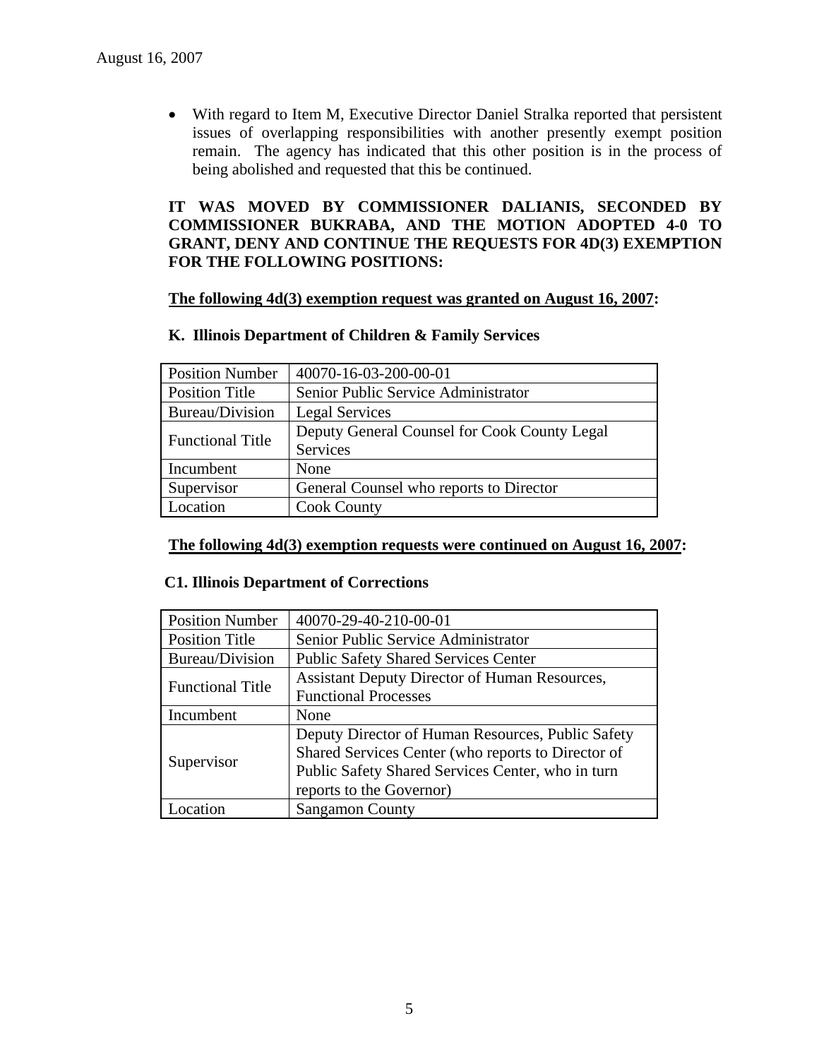- With regard to Item M, Executive Director Daniel Stralka reported that persistent issues of overlapping responsibilities with another presently exempt position remain. The agency has indicated that this other position is in the process of being abolished and requested that this be continued.

**IT WAS MOVED BY COMMISSIONER DALIANIS, SECONDED BY COMMISSIONER BUKRABA, AND THE MOTION ADOPTED 4-0 TO GRANT, DENY AND CONTINUE THE REQUESTS FOR 4D(3) EXEMPTION FOR THE FOLLOWING POSITIONS:**

**The following 4d(3) exemption request was granted on August 16, 2007:**

**K. Illinois Department of Children & Family Services**

| | |
|---|---|
| Position Number | 40070-16-03-200-00-01 |
| Position Title | Senior Public Service Administrator |
| Bureau/Division | Legal Services |
| Functional Title | Deputy General Counsel for Cook County Legal Services |
| Incumbent | None |
| Supervisor | General Counsel who reports to Director |
| Location | Cook County |

**The following 4d(3) exemption requests were continued on August 16, 2007:**

**C1. Illinois Department of Corrections**

| | |
|---|---|
| Position Number | 40070-29-40-210-00-01 |
| Position Title | Senior Public Service Administrator |
| Bureau/Division | Public Safety Shared Services Center |
| Functional Title | Assistant Deputy Director of Human Resources, Functional Processes |
| Incumbent | None |
| Supervisor | Deputy Director of Human Resources, Public Safety Shared Services Center (who reports to Director of Public Safety Shared Services Center, who in turn reports to the Governor) |
| Location | Sangamon County |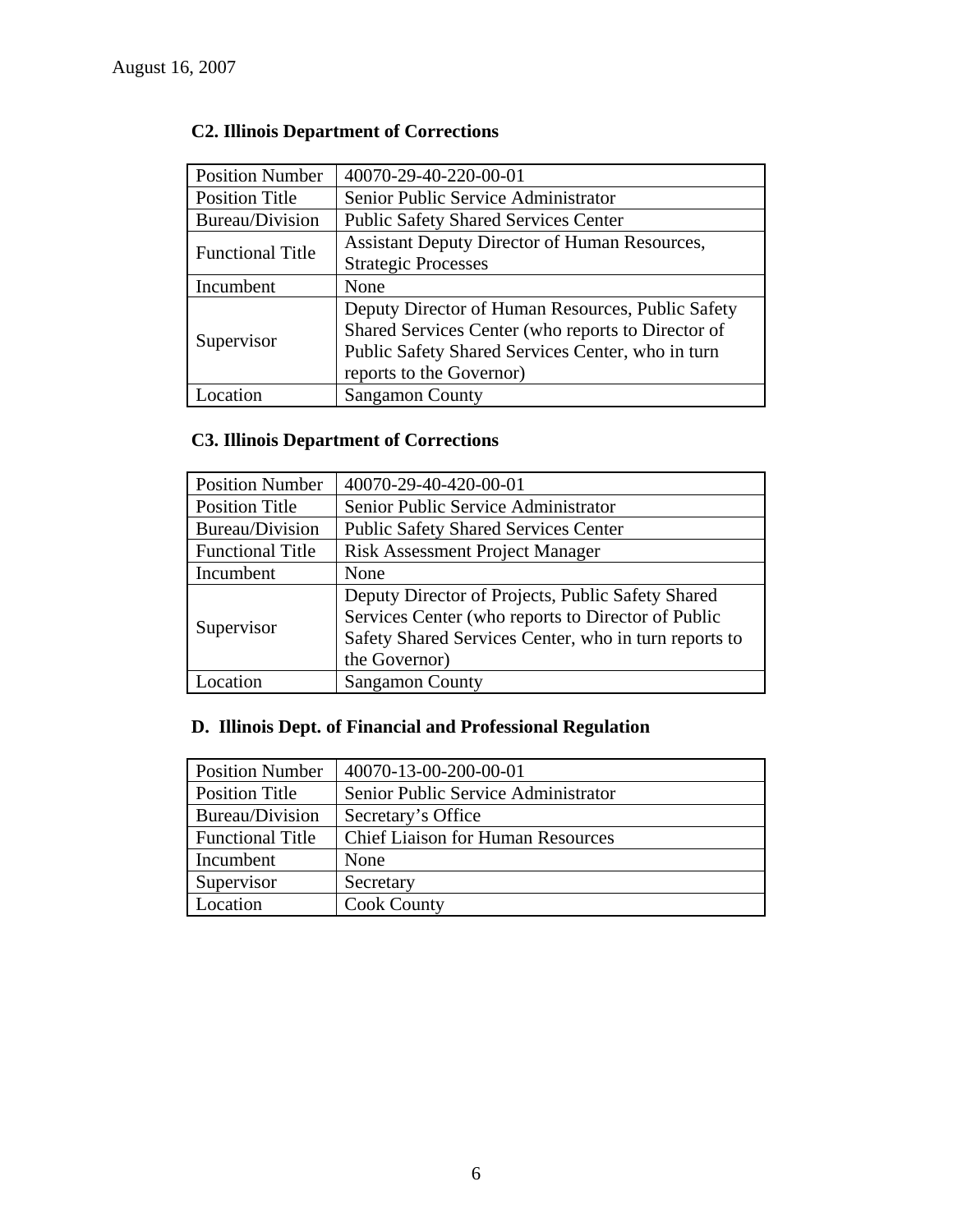August 16, 2007

### C2. Illinois Department of Corrections

| Position Number | 40070-29-40-220-00-01 |
|---|---|
| Position Title | Senior Public Service Administrator |
| Bureau/Division | Public Safety Shared Services Center |
| Functional Title | Assistant Deputy Director of Human Resources, Strategic Processes |
| Incumbent | None |
| Supervisor | Deputy Director of Human Resources, Public Safety Shared Services Center (who reports to Director of Public Safety Shared Services Center, who in turn reports to the Governor) |
| Location | Sangamon County |

### C3. Illinois Department of Corrections

| Position Number | 40070-29-40-420-00-01 |
|---|---|
| Position Title | Senior Public Service Administrator |
| Bureau/Division | Public Safety Shared Services Center |
| Functional Title | Risk Assessment Project Manager |
| Incumbent | None |
| Supervisor | Deputy Director of Projects, Public Safety Shared Services Center (who reports to Director of Public Safety Shared Services Center, who in turn reports to the Governor) |
| Location | Sangamon County |

### D. Illinois Dept. of Financial and Professional Regulation

| Position Number | 40070-13-00-200-00-01 |
|---|---|
| Position Title | Senior Public Service Administrator |
| Bureau/Division | Secretary's Office |
| Functional Title | Chief Liaison for Human Resources |
| Incumbent | None |
| Supervisor | Secretary |
| Location | Cook County |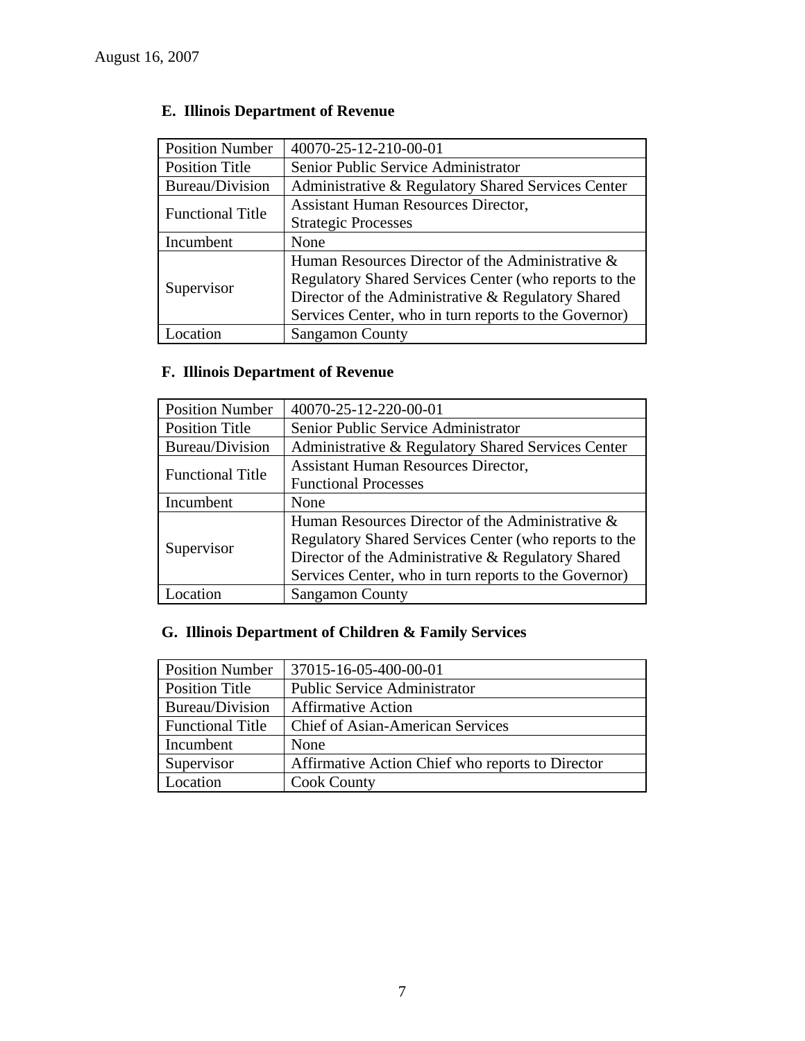August 16, 2007

### E. Illinois Department of Revenue

| Position Number | 40070-25-12-210-00-01 |
|---|---|
| Position Title | Senior Public Service Administrator |
| Bureau/Division | Administrative & Regulatory Shared Services Center |
| Functional Title | Assistant Human Resources Director, Strategic Processes |
| Incumbent | None |
| Supervisor | Human Resources Director of the Administrative & Regulatory Shared Services Center (who reports to the Director of the Administrative & Regulatory Shared Services Center, who in turn reports to the Governor) |
| Location | Sangamon County |

### F. Illinois Department of Revenue

| Position Number | 40070-25-12-220-00-01 |
|---|---|
| Position Title | Senior Public Service Administrator |
| Bureau/Division | Administrative & Regulatory Shared Services Center |
| Functional Title | Assistant Human Resources Director, Functional Processes |
| Incumbent | None |
| Supervisor | Human Resources Director of the Administrative & Regulatory Shared Services Center (who reports to the Director of the Administrative & Regulatory Shared Services Center, who in turn reports to the Governor) |
| Location | Sangamon County |

### G. Illinois Department of Children & Family Services

| Position Number | 37015-16-05-400-00-01 |
|---|---|
| Position Title | Public Service Administrator |
| Bureau/Division | Affirmative Action |
| Functional Title | Chief of Asian-American Services |
| Incumbent | None |
| Supervisor | Affirmative Action Chief who reports to Director |
| Location | Cook County |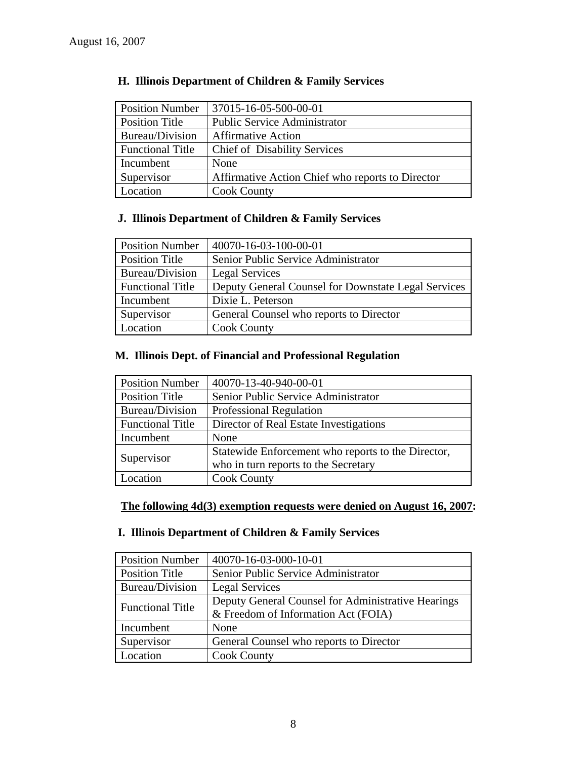August 16, 2007

### H. Illinois Department of Children & Family Services

| Position Number | 37015-16-05-500-00-01 |
|---|---|
| Position Title | Public Service Administrator |
| Bureau/Division | Affirmative Action |
| Functional Title | Chief of Disability Services |
| Incumbent | None |
| Supervisor | Affirmative Action Chief who reports to Director |
| Location | Cook County |

### J. Illinois Department of Children & Family Services

| Position Number | 40070-16-03-100-00-01 |
|---|---|
| Position Title | Senior Public Service Administrator |
| Bureau/Division | Legal Services |
| Functional Title | Deputy General Counsel for Downstate Legal Services |
| Incumbent | Dixie L. Peterson |
| Supervisor | General Counsel who reports to Director |
| Location | Cook County |

### M. Illinois Dept. of Financial and Professional Regulation

| Position Number | 40070-13-40-940-00-01 |
|---|---|
| Position Title | Senior Public Service Administrator |
| Bureau/Division | Professional Regulation |
| Functional Title | Director of Real Estate Investigations |
| Incumbent | None |
| Supervisor | Statewide Enforcement who reports to the Director, who in turn reports to the Secretary |
| Location | Cook County |

**The following 4d(3) exemption requests were denied on August 16, 2007:**

### I. Illinois Department of Children & Family Services

| Position Number | 40070-16-03-000-10-01 |
|---|---|
| Position Title | Senior Public Service Administrator |
| Bureau/Division | Legal Services |
| Functional Title | Deputy General Counsel for Administrative Hearings & Freedom of Information Act (FOIA) |
| Incumbent | None |
| Supervisor | General Counsel who reports to Director |
| Location | Cook County |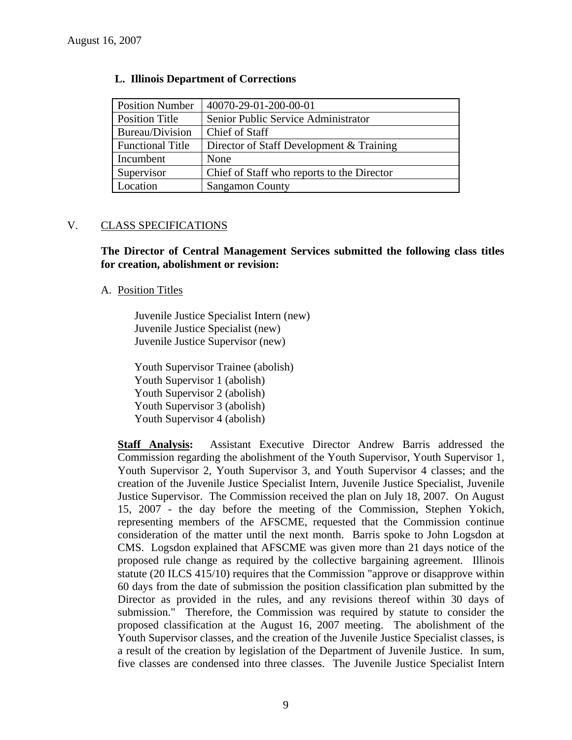August 16, 2007

**L. Illinois Department of Corrections**

| Position Number | 40070-29-01-200-00-01 |
|---|---|
| Position Title | Senior Public Service Administrator |
| Bureau/Division | Chief of Staff |
| Functional Title | Director of Staff Development & Training |
| Incumbent | None |
| Supervisor | Chief of Staff who reports to the Director |
| Location | Sangamon County |

V. CLASS SPECIFICATIONS

**The Director of Central Management Services submitted the following class titles for creation, abolishment or revision:**

A. Position Titles

Juvenile Justice Specialist Intern (new)
Juvenile Justice Specialist (new)
Juvenile Justice Supervisor (new)

Youth Supervisor Trainee (abolish)
Youth Supervisor 1 (abolish)
Youth Supervisor 2 (abolish)
Youth Supervisor 3 (abolish)
Youth Supervisor 4 (abolish)

**Staff Analysis:** Assistant Executive Director Andrew Barris addressed the Commission regarding the abolishment of the Youth Supervisor, Youth Supervisor 1, Youth Supervisor 2, Youth Supervisor 3, and Youth Supervisor 4 classes; and the creation of the Juvenile Justice Specialist Intern, Juvenile Justice Specialist, Juvenile Justice Supervisor. The Commission received the plan on July 18, 2007. On August 15, 2007 - the day before the meeting of the Commission, Stephen Yokich, representing members of the AFSCME, requested that the Commission continue consideration of the matter until the next month. Barris spoke to John Logsdon at CMS. Logsdon explained that AFSCME was given more than 21 days notice of the proposed rule change as required by the collective bargaining agreement. Illinois statute (20 ILCS 415/10) requires that the Commission "approve or disapprove within 60 days from the date of submission the position classification plan submitted by the Director as provided in the rules, and any revisions thereof within 30 days of submission." Therefore, the Commission was required by statute to consider the proposed classification at the August 16, 2007 meeting. The abolishment of the Youth Supervisor classes, and the creation of the Juvenile Justice Specialist classes, is a result of the creation by legislation of the Department of Juvenile Justice. In sum, five classes are condensed into three classes. The Juvenile Justice Specialist Intern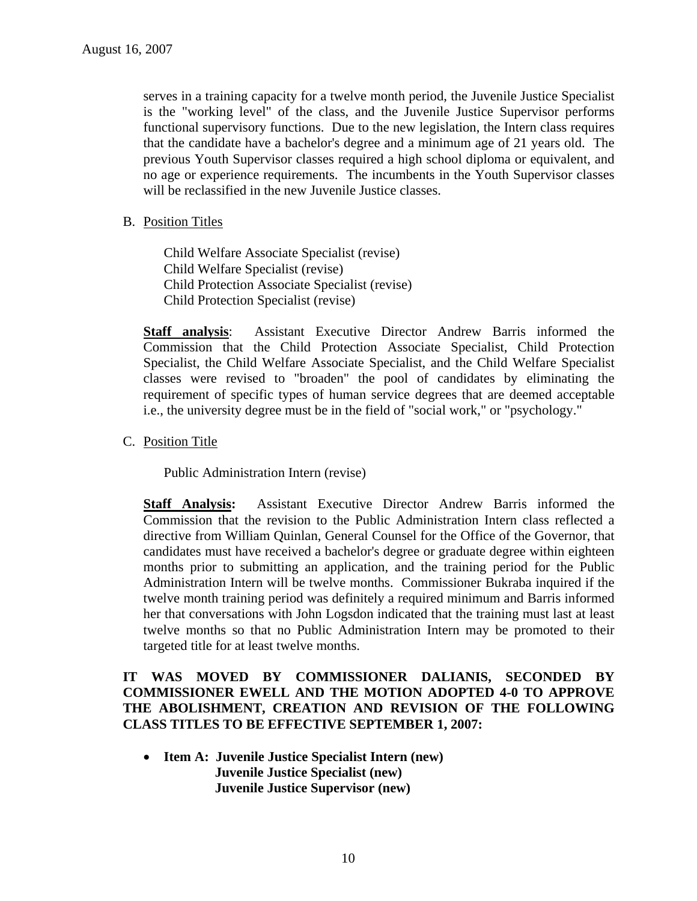serves in a training capacity for a twelve month period, the Juvenile Justice Specialist is the "working level" of the class, and the Juvenile Justice Supervisor performs functional supervisory functions. Due to the new legislation, the Intern class requires that the candidate have a bachelor's degree and a minimum age of 21 years old. The previous Youth Supervisor classes required a high school diploma or equivalent, and no age or experience requirements. The incumbents in the Youth Supervisor classes will be reclassified in the new Juvenile Justice classes.

B. Position Titles

Child Welfare Associate Specialist (revise)
Child Welfare Specialist (revise)
Child Protection Associate Specialist (revise)
Child Protection Specialist (revise)

**Staff analysis**: Assistant Executive Director Andrew Barris informed the Commission that the Child Protection Associate Specialist, Child Protection Specialist, the Child Welfare Associate Specialist, and the Child Welfare Specialist classes were revised to "broaden" the pool of candidates by eliminating the requirement of specific types of human service degrees that are deemed acceptable i.e., the university degree must be in the field of "social work," or "psychology."

C. Position Title

Public Administration Intern (revise)

**Staff Analysis:** Assistant Executive Director Andrew Barris informed the Commission that the revision to the Public Administration Intern class reflected a directive from William Quinlan, General Counsel for the Office of the Governor, that candidates must have received a bachelor's degree or graduate degree within eighteen months prior to submitting an application, and the training period for the Public Administration Intern will be twelve months. Commissioner Bukraba inquired if the twelve month training period was definitely a required minimum and Barris informed her that conversations with John Logsdon indicated that the training must last at least twelve months so that no Public Administration Intern may be promoted to their targeted title for at least twelve months.

**IT WAS MOVED BY COMMISSIONER DALIANIS, SECONDED BY COMMISSIONER EWELL AND THE MOTION ADOPTED 4-0 TO APPROVE THE ABOLISHMENT, CREATION AND REVISION OF THE FOLLOWING CLASS TITLES TO BE EFFECTIVE SEPTEMBER 1, 2007:**

- **Item A: Juvenile Justice Specialist Intern (new)**
  **Juvenile Justice Specialist (new)**
  **Juvenile Justice Supervisor (new)**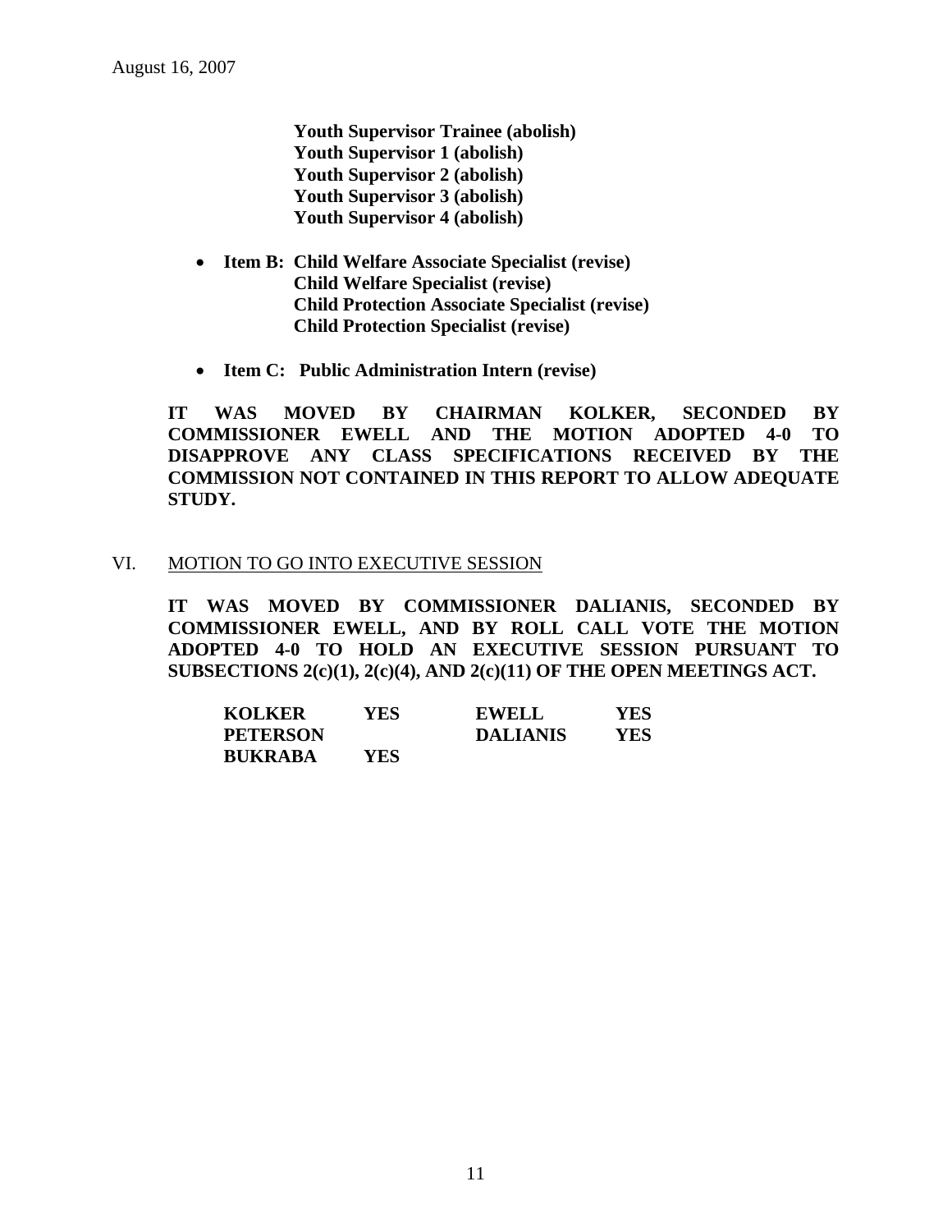**Youth Supervisor Trainee (abolish)**
**Youth Supervisor 1 (abolish)**
**Youth Supervisor 2 (abolish)**
**Youth Supervisor 3 (abolish)**
**Youth Supervisor 4 (abolish)**

- **Item B: Child Welfare Associate Specialist (revise)**
  **Child Welfare Specialist (revise)**
  **Child Protection Associate Specialist (revise)**
  **Child Protection Specialist (revise)**

- **Item C: Public Administration Intern (revise)**

**IT WAS MOVED BY CHAIRMAN KOLKER, SECONDED BY COMMISSIONER EWELL AND THE MOTION ADOPTED 4-0 TO DISAPPROVE ANY CLASS SPECIFICATIONS RECEIVED BY THE COMMISSION NOT CONTAINED IN THIS REPORT TO ALLOW ADEQUATE STUDY.**

VI. MOTION TO GO INTO EXECUTIVE SESSION

**IT WAS MOVED BY COMMISSIONER DALIANIS, SECONDED BY COMMISSIONER EWELL, AND BY ROLL CALL VOTE THE MOTION ADOPTED 4-0 TO HOLD AN EXECUTIVE SESSION PURSUANT TO SUBSECTIONS 2(c)(1), 2(c)(4), AND 2(c)(11) OF THE OPEN MEETINGS ACT.**

| | | | |
|---|---|---|---|
| **KOLKER** | **YES** | **EWELL** | **YES** |
| **PETERSON** | | **DALIANIS** | **YES** |
| **BUKRABA** | **YES** | | |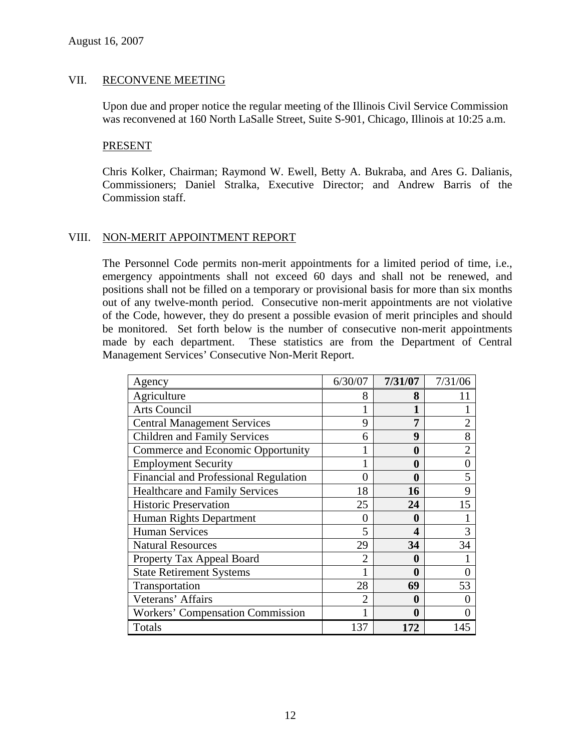August 16, 2007

## VII. RECONVENE MEETING

Upon due and proper notice the regular meeting of the Illinois Civil Service Commission was reconvened at 160 North LaSalle Street, Suite S-901, Chicago, Illinois at 10:25 a.m.

### PRESENT

Chris Kolker, Chairman; Raymond W. Ewell, Betty A. Bukraba, and Ares G. Dalianis, Commissioners; Daniel Stralka, Executive Director; and Andrew Barris of the Commission staff.

## VIII. NON-MERIT APPOINTMENT REPORT

The Personnel Code permits non-merit appointments for a limited period of time, i.e., emergency appointments shall not exceed 60 days and shall not be renewed, and positions shall not be filled on a temporary or provisional basis for more than six months out of any twelve-month period. Consecutive non-merit appointments are not violative of the Code, however, they do present a possible evasion of merit principles and should be monitored. Set forth below is the number of consecutive non-merit appointments made by each department. These statistics are from the Department of Central Management Services' Consecutive Non-Merit Report.

| Agency | 6/30/07 | **7/31/07** | 7/31/06 |
|---|---|---|---|
| Agriculture | 8 | **8** | 11 |
| Arts Council | 1 | **1** | 1 |
| Central Management Services | 9 | **7** | 2 |
| Children and Family Services | 6 | **9** | 8 |
| Commerce and Economic Opportunity | 1 | **0** | 2 |
| Employment Security | 1 | **0** | 0 |
| Financial and Professional Regulation | 0 | **0** | 5 |
| Healthcare and Family Services | 18 | **16** | 9 |
| Historic Preservation | 25 | **24** | 15 |
| Human Rights Department | 0 | **0** | 1 |
| Human Services | 5 | **4** | 3 |
| Natural Resources | 29 | **34** | 34 |
| Property Tax Appeal Board | 2 | **0** | 1 |
| State Retirement Systems | 1 | **0** | 0 |
| Transportation | 28 | **69** | 53 |
| Veterans' Affairs | 2 | **0** | 0 |
| Workers' Compensation Commission | 1 | **0** | 0 |
| Totals | 137 | **172** | 145 |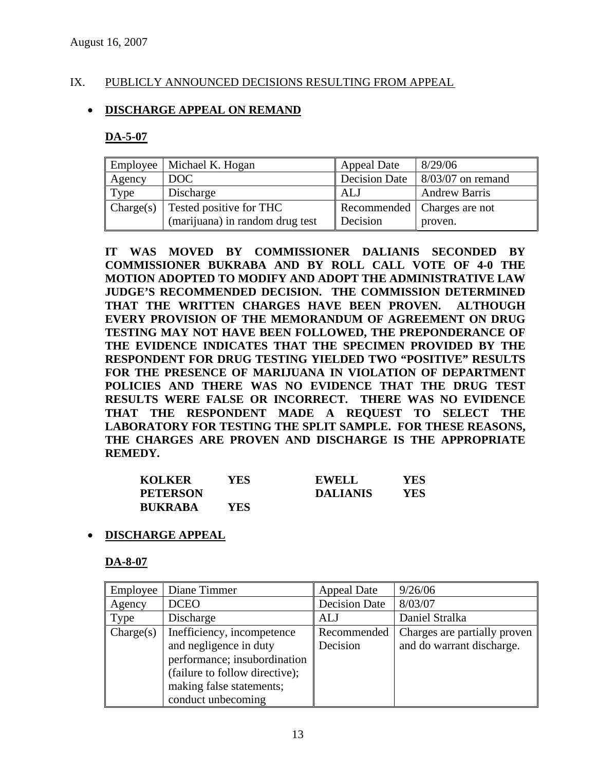August 16, 2007

## IX. PUBLICLY ANNOUNCED DECISIONS RESULTING FROM APPEAL

- **DISCHARGE APPEAL ON REMAND**

### DA-5-07

| Employee | Michael K. Hogan | Appeal Date | 8/29/06 |
|---|---|---|---|
| Agency | DOC | Decision Date | 8/03/07 on remand |
| Type | Discharge | ALJ | Andrew Barris |
| Charge(s) | Tested positive for THC (marijuana) in random drug test | Recommended Decision | Charges are not proven. |

**IT WAS MOVED BY COMMISSIONER DALIANIS SECONDED BY COMMISSIONER BUKRABA AND BY ROLL CALL VOTE OF 4-0 THE MOTION ADOPTED TO MODIFY AND ADOPT THE ADMINISTRATIVE LAW JUDGE'S RECOMMENDED DECISION. THE COMMISSION DETERMINED THAT THE WRITTEN CHARGES HAVE BEEN PROVEN. ALTHOUGH EVERY PROVISION OF THE MEMORANDUM OF AGREEMENT ON DRUG TESTING MAY NOT HAVE BEEN FOLLOWED, THE PREPONDERANCE OF THE EVIDENCE INDICATES THAT THE SPECIMEN PROVIDED BY THE RESPONDENT FOR DRUG TESTING YIELDED TWO "POSITIVE" RESULTS FOR THE PRESENCE OF MARIJUANA IN VIOLATION OF DEPARTMENT POLICIES AND THERE WAS NO EVIDENCE THAT THE DRUG TEST RESULTS WERE FALSE OR INCORRECT. THERE WAS NO EVIDENCE THAT THE RESPONDENT MADE A REQUEST TO SELECT THE LABORATORY FOR TESTING THE SPLIT SAMPLE. FOR THESE REASONS, THE CHARGES ARE PROVEN AND DISCHARGE IS THE APPROPRIATE REMEDY.**

| | | | |
|---|---|---|---|
| **KOLKER** | **YES** | **EWELL** | **YES** |
| **PETERSON** | | **DALIANIS** | **YES** |
| **BUKRABA** | **YES** | | |

- **DISCHARGE APPEAL**

### DA-8-07

| Employee | Diane Timmer | Appeal Date | 9/26/06 |
|---|---|---|---|
| Agency | DCEO | Decision Date | 8/03/07 |
| Type | Discharge | ALJ | Daniel Stralka |
| Charge(s) | Inefficiency, incompetence and negligence in duty performance; insubordination (failure to follow directive); making false statements; conduct unbecoming | Recommended Decision | Charges are partially proven and do warrant discharge. |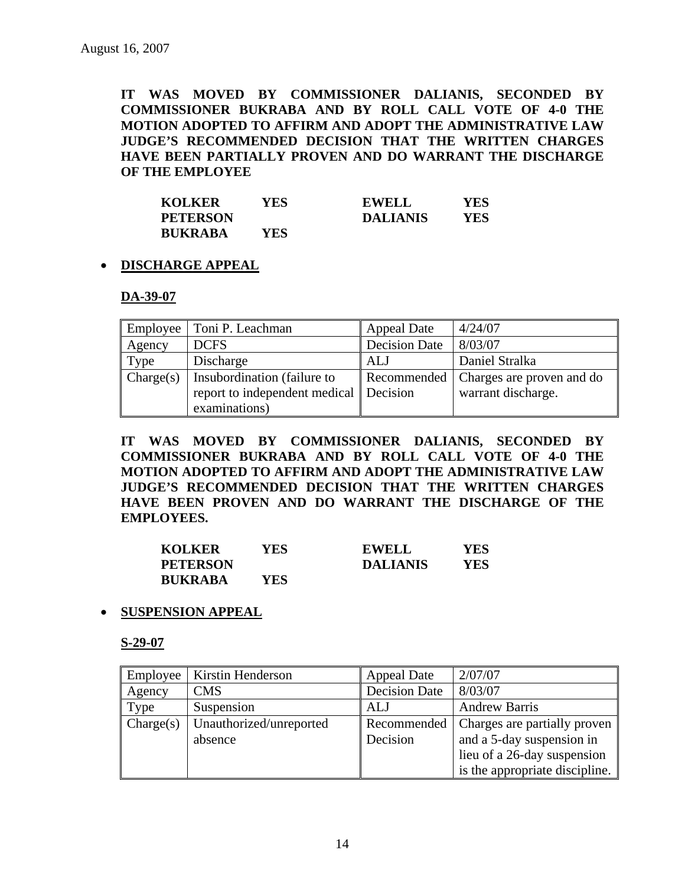August 16, 2007

**IT WAS MOVED BY COMMISSIONER DALIANIS, SECONDED BY COMMISSIONER BUKRABA AND BY ROLL CALL VOTE OF 4-0 THE MOTION ADOPTED TO AFFIRM AND ADOPT THE ADMINISTRATIVE LAW JUDGE'S RECOMMENDED DECISION THAT THE WRITTEN CHARGES HAVE BEEN PARTIALLY PROVEN AND DO WARRANT THE DISCHARGE OF THE EMPLOYEE**

| | | | |
|---|---|---|---|
| **KOLKER** | **YES** | **EWELL** | **YES** |
| **PETERSON** | | **DALIANIS** | **YES** |
| **BUKRABA** | **YES** | | |

- **DISCHARGE APPEAL**

**DA-39-07**

| Employee | Toni P. Leachman | Appeal Date | 4/24/07 |
|---|---|---|---|
| Agency | DCFS | Decision Date | 8/03/07 |
| Type | Discharge | ALJ | Daniel Stralka |
| Charge(s) | Insubordination (failure to report to independent medical examinations) | Recommended Decision | Charges are proven and do warrant discharge. |

**IT WAS MOVED BY COMMISSIONER DALIANIS, SECONDED BY COMMISSIONER BUKRABA AND BY ROLL CALL VOTE OF 4-0 THE MOTION ADOPTED TO AFFIRM AND ADOPT THE ADMINISTRATIVE LAW JUDGE'S RECOMMENDED DECISION THAT THE WRITTEN CHARGES HAVE BEEN PROVEN AND DO WARRANT THE DISCHARGE OF THE EMPLOYEES.**

| | | | |
|---|---|---|---|
| **KOLKER** | **YES** | **EWELL** | **YES** |
| **PETERSON** | | **DALIANIS** | **YES** |
| **BUKRABA** | **YES** | | |

- **SUSPENSION APPEAL**

**S-29-07**

| Employee | Kirstin Henderson | Appeal Date | 2/07/07 |
|---|---|---|---|
| Agency | CMS | Decision Date | 8/03/07 |
| Type | Suspension | ALJ | Andrew Barris |
| Charge(s) | Unauthorized/unreported absence | Recommended Decision | Charges are partially proven and a 5-day suspension in lieu of a 26-day suspension is the appropriate discipline. |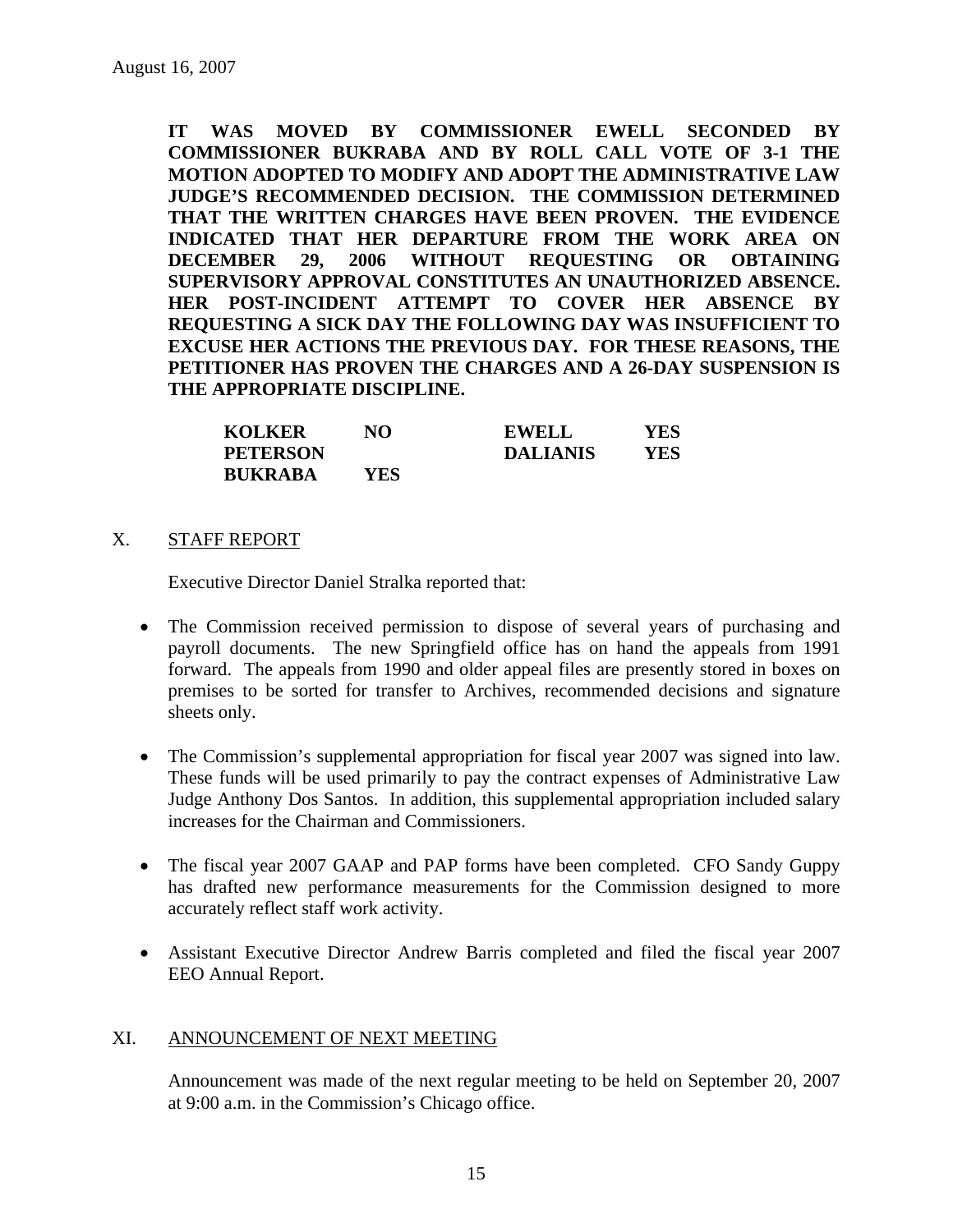August 16, 2007

**IT WAS MOVED BY COMMISSIONER EWELL SECONDED BY COMMISSIONER BUKRABA AND BY ROLL CALL VOTE OF 3-1 THE MOTION ADOPTED TO MODIFY AND ADOPT THE ADMINISTRATIVE LAW JUDGE'S RECOMMENDED DECISION. THE COMMISSION DETERMINED THAT THE WRITTEN CHARGES HAVE BEEN PROVEN. THE EVIDENCE INDICATED THAT HER DEPARTURE FROM THE WORK AREA ON DECEMBER 29, 2006 WITHOUT REQUESTING OR OBTAINING SUPERVISORY APPROVAL CONSTITUTES AN UNAUTHORIZED ABSENCE. HER POST-INCIDENT ATTEMPT TO COVER HER ABSENCE BY REQUESTING A SICK DAY THE FOLLOWING DAY WAS INSUFFICIENT TO EXCUSE HER ACTIONS THE PREVIOUS DAY. FOR THESE REASONS, THE PETITIONER HAS PROVEN THE CHARGES AND A 26-DAY SUSPENSION IS THE APPROPRIATE DISCIPLINE.**

| | | | |
|---|---|---|---|
| **KOLKER** | **NO** | **EWELL** | **YES** |
| **PETERSON** | | **DALIANIS** | **YES** |
| **BUKRABA** | **YES** | | |

## X. STAFF REPORT

Executive Director Daniel Stralka reported that:

- The Commission received permission to dispose of several years of purchasing and payroll documents. The new Springfield office has on hand the appeals from 1991 forward. The appeals from 1990 and older appeal files are presently stored in boxes on premises to be sorted for transfer to Archives, recommended decisions and signature sheets only.

- The Commission's supplemental appropriation for fiscal year 2007 was signed into law. These funds will be used primarily to pay the contract expenses of Administrative Law Judge Anthony Dos Santos. In addition, this supplemental appropriation included salary increases for the Chairman and Commissioners.

- The fiscal year 2007 GAAP and PAP forms have been completed. CFO Sandy Guppy has drafted new performance measurements for the Commission designed to more accurately reflect staff work activity.

- Assistant Executive Director Andrew Barris completed and filed the fiscal year 2007 EEO Annual Report.

## XI. ANNOUNCEMENT OF NEXT MEETING

Announcement was made of the next regular meeting to be held on September 20, 2007 at 9:00 a.m. in the Commission's Chicago office.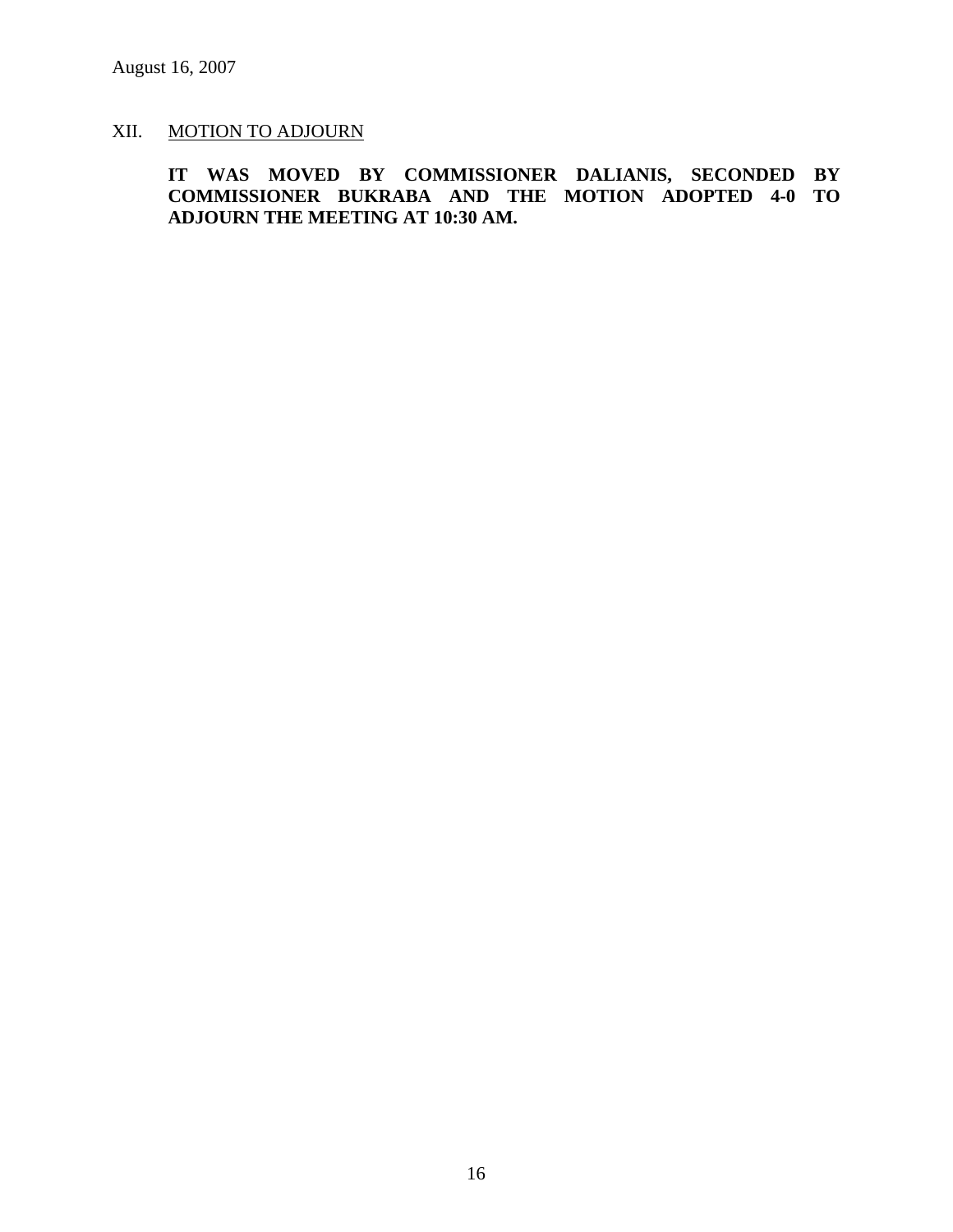## XII. MOTION TO ADJOURN

**IT WAS MOVED BY COMMISSIONER DALIANIS, SECONDED BY COMMISSIONER BUKRABA AND THE MOTION ADOPTED 4-0 TO ADJOURN THE MEETING AT 10:30 AM.**